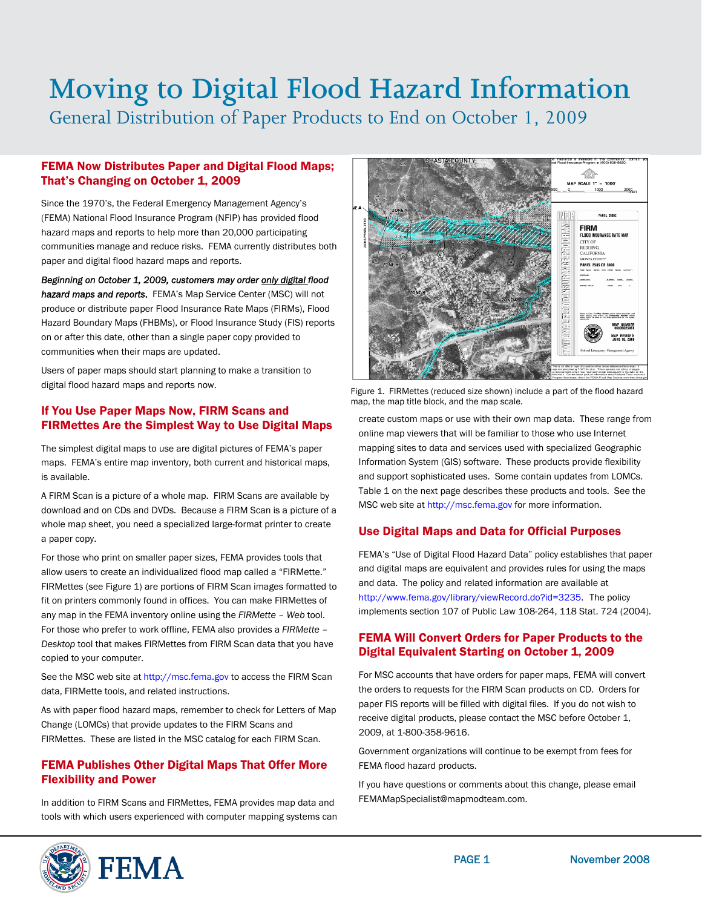# Moving to Digital Flood Hazard Information

General Distribution of Paper Products to End on October 1, 2009

## FEMA Now Distributes Paper and Digital Flood Maps; That's Changing on October 1, 2009

Since the 1970's, the Federal Emergency Management Agency's (FEMA) National Flood Insurance Program (NFIP) has provided flood hazard maps and reports to help more than 20,000 participating communities manage and reduce risks. FEMA currently distributes both paper and digital flood hazard maps and reports.

***Beginning on October 1, 2009, customers may order only digital flood hazard maps and reports.*** FEMA's Map Service Center (MSC) will not produce or distribute paper Flood Insurance Rate Maps (FIRMs), Flood Hazard Boundary Maps (FHBMs), or Flood Insurance Study (FIS) reports on or after this date, other than a single paper copy provided to communities when their maps are updated.

Users of paper maps should start planning to make a transition to digital flood hazard maps and reports now.

## If You Use Paper Maps Now, FIRM Scans and FIRMettes Are the Simplest Way to Use Digital Maps

The simplest digital maps to use are digital pictures of FEMA's paper maps. FEMA's entire map inventory, both current and historical maps, is available.

A FIRM Scan is a picture of a whole map. FIRM Scans are available by download and on CDs and DVDs. Because a FIRM Scan is a picture of a whole map sheet, you need a specialized large-format printer to create a paper copy.

For those who print on smaller paper sizes, FEMA provides tools that allow users to create an individualized flood map called a "FIRMette." FIRMettes (see Figure 1) are portions of FIRM Scan images formatted to fit on printers commonly found in offices. You can make FIRMettes of any map in the FEMA inventory online using the *FIRMette – Web* tool. For those who prefer to work offline, FEMA also provides a *FIRMette – Desktop* tool that makes FIRMettes from FIRM Scan data that you have copied to your computer.

See the MSC web site at http://msc.fema.gov to access the FIRM Scan data, FIRMette tools, and related instructions.

As with paper flood hazard maps, remember to check for Letters of Map Change (LOMCs) that provide updates to the FIRM Scans and FIRMettes. These are listed in the MSC catalog for each FIRM Scan.

## FEMA Publishes Other Digital Maps That Offer More Flexibility and Power

In addition to FIRM Scans and FIRMettes, FEMA provides map data and tools with which users experienced with computer mapping systems can create custom maps or use with their own map data. These range from online map viewers that will be familiar to those who use Internet mapping sites to data and services used with specialized Geographic Information System (GIS) software. These products provide flexibility and support sophisticated uses. Some contain updates from LOMCs. Table 1 on the next page describes these products and tools. See the MSC web site at http://msc.fema.gov for more information.

Figure 1. FIRMettes (reduced size shown) include a part of the flood hazard map, the map title block, and the map scale.

## Use Digital Maps and Data for Official Purposes

FEMA's "Use of Digital Flood Hazard Data" policy establishes that paper and digital maps are equivalent and provides rules for using the maps and data. The policy and related information are available at http://www.fema.gov/library/viewRecord.do?id=3235. The policy implements section 107 of Public Law 108-264, 118 Stat. 724 (2004).

## FEMA Will Convert Orders for Paper Products to the Digital Equivalent Starting on October 1, 2009

For MSC accounts that have orders for paper maps, FEMA will convert the orders to requests for the FIRM Scan products on CD. Orders for paper FIS reports will be filled with digital files. If you do not wish to receive digital products, please contact the MSC before October 1, 2009, at 1-800-358-9616.

Government organizations will continue to be exempt from fees for FEMA flood hazard products.

If you have questions or comments about this change, please email FEMAMapSpecialist@mapmodteam.com.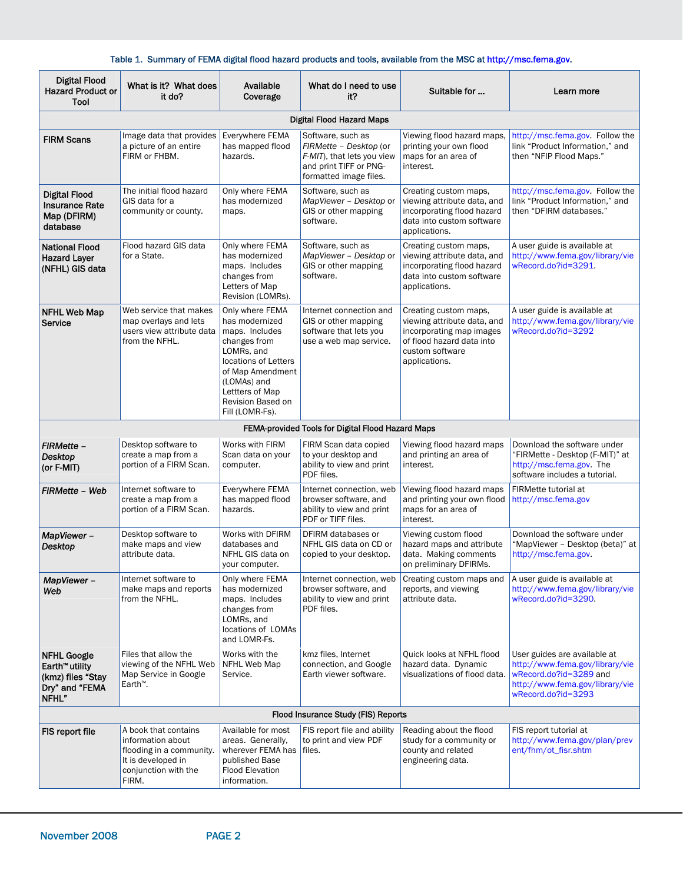Table 1. Summary of FEMA digital flood hazard products and tools, available from the MSC at http://msc.fema.gov.

| Digital Flood Hazard Product or Tool | What is it? What does it do? | Available Coverage | What do I need to use it? | Suitable for ... | Learn more |
|---|---|---|---|---|---|
| **Digital Flood Hazard Maps** | | | | | |
| **FIRM Scans** | Image data that provides a picture of an entire FIRM or FHBM. | Everywhere FEMA has mapped flood hazards. | Software, such as *FIRMette – Desktop* (or *F-MIT*), that lets you view and print TIFF or PNG-formatted image files. | Viewing flood hazard maps, printing your own flood maps for an area of interest. | http://msc.fema.gov. Follow the link "Product Information," and then "NFIP Flood Maps." |
| **Digital Flood Insurance Rate Map (DFIRM) database** | The initial flood hazard GIS data for a community or county. | Only where FEMA has modernized maps. | Software, such as *MapViewer – Desktop* or GIS or other mapping software. | Creating custom maps, viewing attribute data, and incorporating flood hazard data into custom software applications. | http://msc.fema.gov. Follow the link "Product Information," and then "DFIRM databases." |
| **National Flood Hazard Layer (NFHL) GIS data** | Flood hazard GIS data for a State. | Only where FEMA has modernized maps. Includes changes from Letters of Map Revision (LOMRs). | Software, such as *MapViewer – Desktop* or GIS or other mapping software. | Creating custom maps, viewing attribute data, and incorporating flood hazard data into custom software applications. | A user guide is available at http://www.fema.gov/library/viewRecord.do?id=3291. |
| **NFHL Web Map Service** | Web service that makes map overlays and lets users view attribute data from the NFHL. | Only where FEMA has modernized maps. Includes changes from LOMRs, and locations of Letters of Map Amendment (LOMAs) and Lettters of Map Revision Based on Fill (LOMR-Fs). | Internet connection and GIS or other mapping software that lets you use a web map service. | Creating custom maps, viewing attribute data, and incorporating map images of flood hazard data into custom software applications. | A user guide is available at http://www.fema.gov/library/viewRecord.do?id=3292 |
| **FEMA-provided Tools for Digital Flood Hazard Maps** | | | | | |
| ***FIRMette – Desktop* (or F-MIT)** | Desktop software to create a map from a portion of a FIRM Scan. | Works with FIRM Scan data on your computer. | FIRM Scan data copied to your desktop and ability to view and print PDF files. | Viewing flood hazard maps and printing an area of interest. | Download the software under "FIRMette - Desktop (F-MIT)" at http://msc.fema.gov. The software includes a tutorial. |
| ***FIRMette – Web*** | Internet software to create a map from a portion of a FIRM Scan. | Everywhere FEMA has mapped flood hazards. | Internet connection, web browser software, and ability to view and print PDF or TIFF files. | Viewing flood hazard maps and printing your own flood maps for an area of interest. | FIRMette tutorial at http://msc.fema.gov |
| ***MapViewer – Desktop*** | Desktop software to make maps and view attribute data. | Works with DFIRM databases and NFHL GIS data on your computer. | DFIRM databases or NFHL GIS data on CD or copied to your desktop. | Viewing custom flood hazard maps and attribute data. Making comments on preliminary DFIRMs. | Download the software under "MapViewer – Desktop (beta)" at http://msc.fema.gov. |
| ***MapViewer – Web*** | Internet software to make maps and reports from the NFHL. | Only where FEMA has modernized maps. Includes changes from LOMRs, and locations of LOMAs and LOMR-Fs. | Internet connection, web browser software, and ability to view and print PDF files. | Creating custom maps and reports, and viewing attribute data. | A user guide is available at http://www.fema.gov/library/viewRecord.do?id=3290. |
| **NFHL Google Earth™ utility (kmz) files "Stay Dry" and "FEMA NFHL"** | Files that allow the viewing of the NFHL Web Map Service in Google Earth™. | Works with the NFHL Web Map Service. | kmz files, Internet connection, and Google Earth viewer software. | Quick looks at NFHL flood hazard data. Dynamic visualizations of flood data. | User guides are available at http://www.fema.gov/library/viewRecord.do?id=3289 and http://www.fema.gov/library/viewRecord.do?id=3293 |
| **Flood Insurance Study (FIS) Reports** | | | | | |
| **FIS report file** | A book that contains information about flooding in a community. It is developed in conjunction with the FIRM. | Available for most areas. Generally, wherever FEMA has published Base Flood Elevation information. | FIS report file and ability to print and view PDF files. | Reading about the flood study for a community or county and related engineering data. | FIS report tutorial at http://www.fema.gov/plan/prevent/fhm/ot_fisr.shtm |